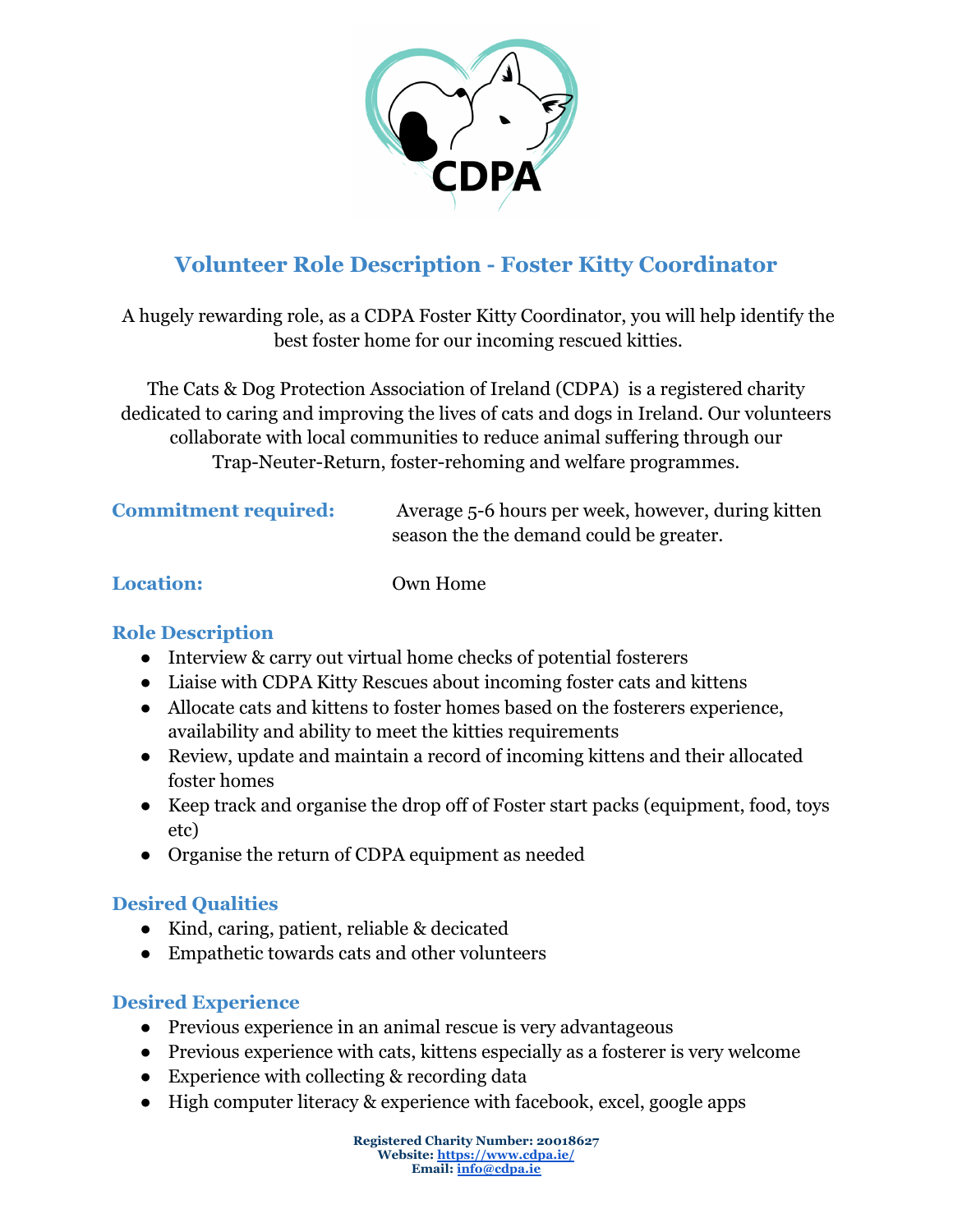CDPA

# Volunteer Role Description - Foster Kitty Coordinator

A hugely rewarding role, as a CDPA Foster Kitty Coordinator, you will help identify the best foster home for our incoming rescued kitties.

The Cats & Dog Protection Association of Ireland (CDPA) is a registered charity dedicated to caring and improving the lives of cats and dogs in Ireland. Our volunteers collaborate with local communities to reduce animal suffering through our Trap-Neuter-Return, foster-rehoming and welfare programmes.

**Commitment required:** Average 5-6 hours per week, however, during kitten season the the demand could be greater.

**Location:** Own Home

## Role Description

- Interview & carry out virtual home checks of potential fosterers
- Liaise with CDPA Kitty Rescues about incoming foster cats and kittens
- Allocate cats and kittens to foster homes based on the fosterers experience, availability and ability to meet the kitties requirements
- Review, update and maintain a record of incoming kittens and their allocated foster homes
- Keep track and organise the drop off of Foster start packs (equipment, food, toys etc)
- Organise the return of CDPA equipment as needed

## Desired Qualities

- Kind, caring, patient, reliable & decicated
- Empathetic towards cats and other volunteers

## Desired Experience

- Previous experience in an animal rescue is very advantageous
- Previous experience with cats, kittens especially as a fosterer is very welcome
- Experience with collecting & recording data
- High computer literacy & experience with facebook, excel, google apps

**Registered Charity Number: 20018627**
**Website: https://www.cdpa.ie/**
**Email: info@cdpa.ie**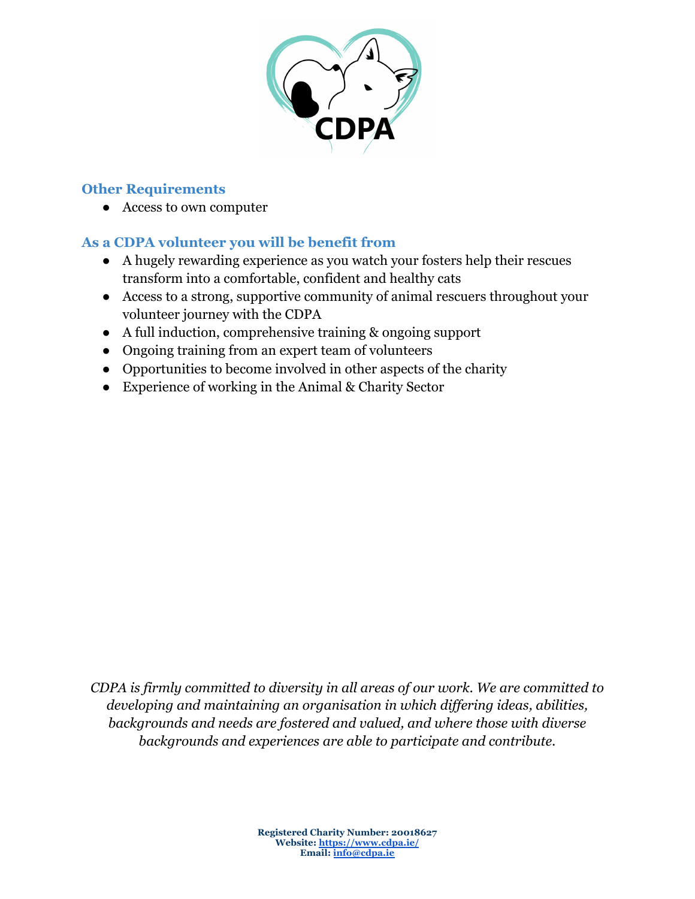### Other Requirements

- Access to own computer

### As a CDPA volunteer you will be benefit from

- A hugely rewarding experience as you watch your fosters help their rescues transform into a comfortable, confident and healthy cats
- Access to a strong, supportive community of animal rescuers throughout your volunteer journey with the CDPA
- A full induction, comprehensive training & ongoing support
- Ongoing training from an expert team of volunteers
- Opportunities to become involved in other aspects of the charity
- Experience of working in the Animal & Charity Sector

*CDPA is firmly committed to diversity in all areas of our work. We are committed to developing and maintaining an organisation in which differing ideas, abilities, backgrounds and needs are fostered and valued, and where those with diverse backgrounds and experiences are able to participate and contribute.*

**Registered Charity Number: 20018627**
**Website: https://www.cdpa.ie/**
**Email: info@cdpa.ie**